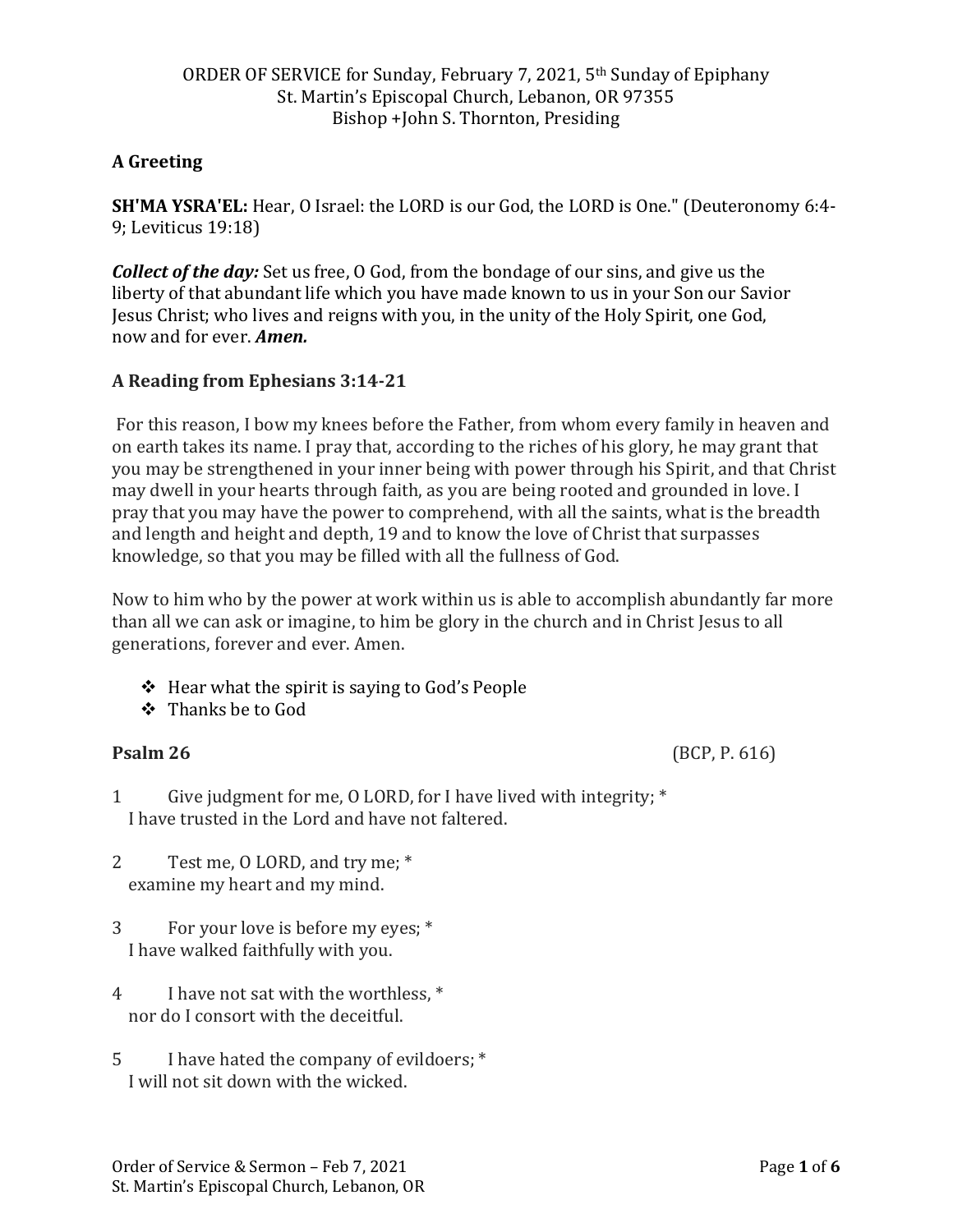ORDER OF SERVICE for Sunday, February 7, 2021, 5th Sunday of Epiphany
St. Martin's Episcopal Church, Lebanon, OR 97355
Bishop +John S. Thornton, Presiding

**A Greeting**

**SH'MA YSRA'EL:** Hear, O Israel: the LORD is our God, the LORD is One." (Deuteronomy 6:4-9; Leviticus 19:18)

***Collect of the day:*** Set us free, O God, from the bondage of our sins, and give us the liberty of that abundant life which you have made known to us in your Son our Savior Jesus Christ; who lives and reigns with you, in the unity of the Holy Spirit, one God, now and for ever. ***Amen.***

**A Reading from Ephesians 3:14-21**

For this reason, I bow my knees before the Father, from whom every family in heaven and on earth takes its name. I pray that, according to the riches of his glory, he may grant that you may be strengthened in your inner being with power through his Spirit, and that Christ may dwell in your hearts through faith, as you are being rooted and grounded in love. I pray that you may have the power to comprehend, with all the saints, what is the breadth and length and height and depth, 19 and to know the love of Christ that surpasses knowledge, so that you may be filled with all the fullness of God.

Now to him who by the power at work within us is able to accomplish abundantly far more than all we can ask or imagine, to him be glory in the church and in Christ Jesus to all generations, forever and ever. Amen.

- Hear what the spirit is saying to God's People
- Thanks be to God

**Psalm 26** (BCP, P. 616)

1 Give judgment for me, O LORD, for I have lived with integrity; *
I have trusted in the Lord and have not faltered.

2 Test me, O LORD, and try me; *
examine my heart and my mind.

3 For your love is before my eyes; *
I have walked faithfully with you.

4 I have not sat with the worthless, *
nor do I consort with the deceitful.

5 I have hated the company of evildoers; *
I will not sit down with the wicked.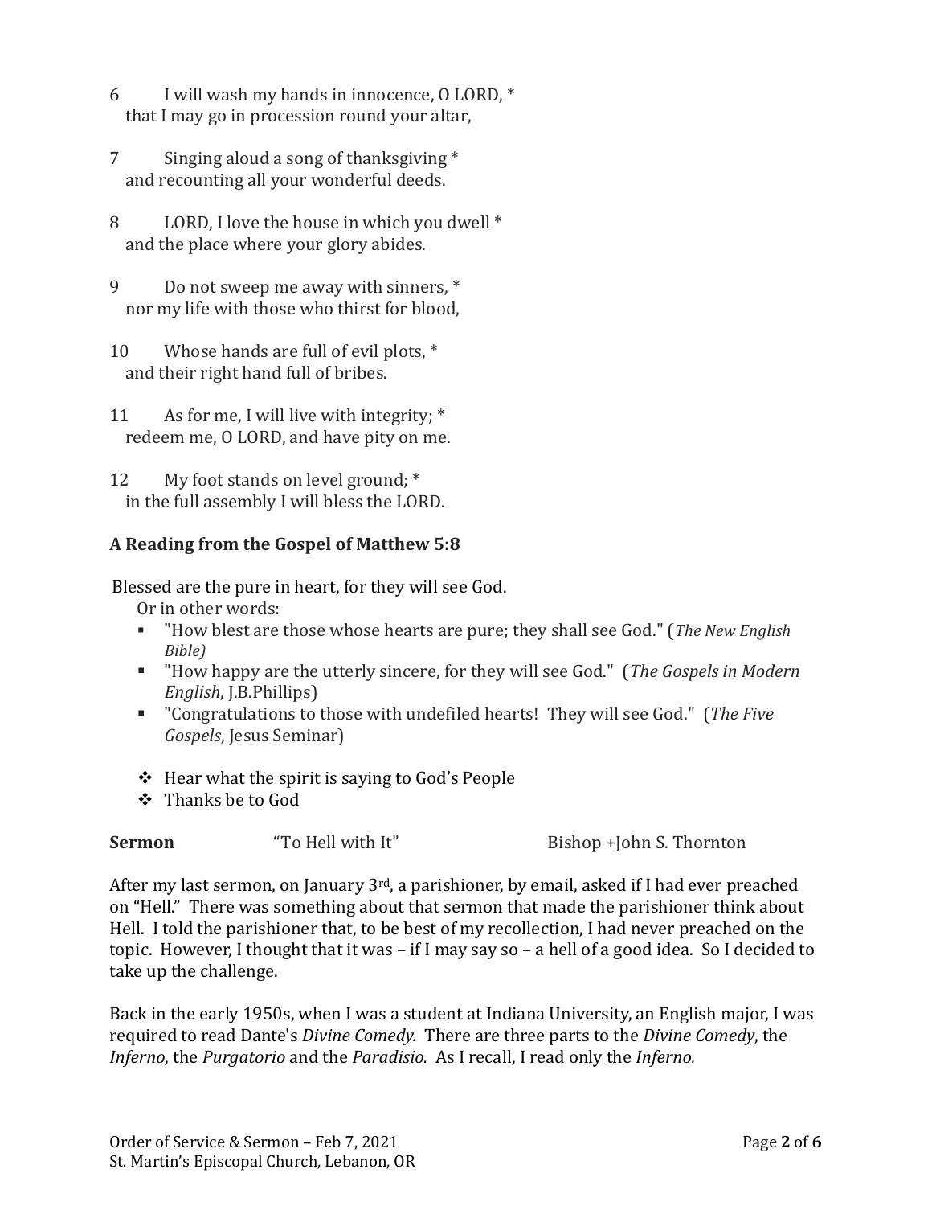6 I will wash my hands in innocence, O LORD, *
that I may go in procession round your altar,

7 Singing aloud a song of thanksgiving *
and recounting all your wonderful deeds.

8 LORD, I love the house in which you dwell *
and the place where your glory abides.

9 Do not sweep me away with sinners, *
nor my life with those who thirst for blood,

10 Whose hands are full of evil plots, *
and their right hand full of bribes.

11 As for me, I will live with integrity; *
redeem me, O LORD, and have pity on me.

12 My foot stands on level ground; *
in the full assembly I will bless the LORD.

**A Reading from the Gospel of Matthew 5:8**

Blessed are the pure in heart, for they will see God.

Or in other words:

- "How blest are those whose hearts are pure; they shall see God." (*The New English Bible)*
- "How happy are the utterly sincere, for they will see God." (*The Gospels in Modern English*, J.B.Phillips)
- "Congratulations to those with undefiled hearts! They will see God." (*The Five Gospels*, Jesus Seminar)

- ❖ Hear what the spirit is saying to God's People
- ❖ Thanks be to God

**Sermon** "To Hell with It" Bishop +John S. Thornton

After my last sermon, on January 3rd, a parishioner, by email, asked if I had ever preached on "Hell." There was something about that sermon that made the parishioner think about Hell. I told the parishioner that, to be best of my recollection, I had never preached on the topic. However, I thought that it was – if I may say so – a hell of a good idea. So I decided to take up the challenge.

Back in the early 1950s, when I was a student at Indiana University, an English major, I was required to read Dante's *Divine Comedy.* There are three parts to the *Divine Comedy*, the *Inferno*, the *Purgatorio* and the *Paradisio.* As I recall, I read only the *Inferno.*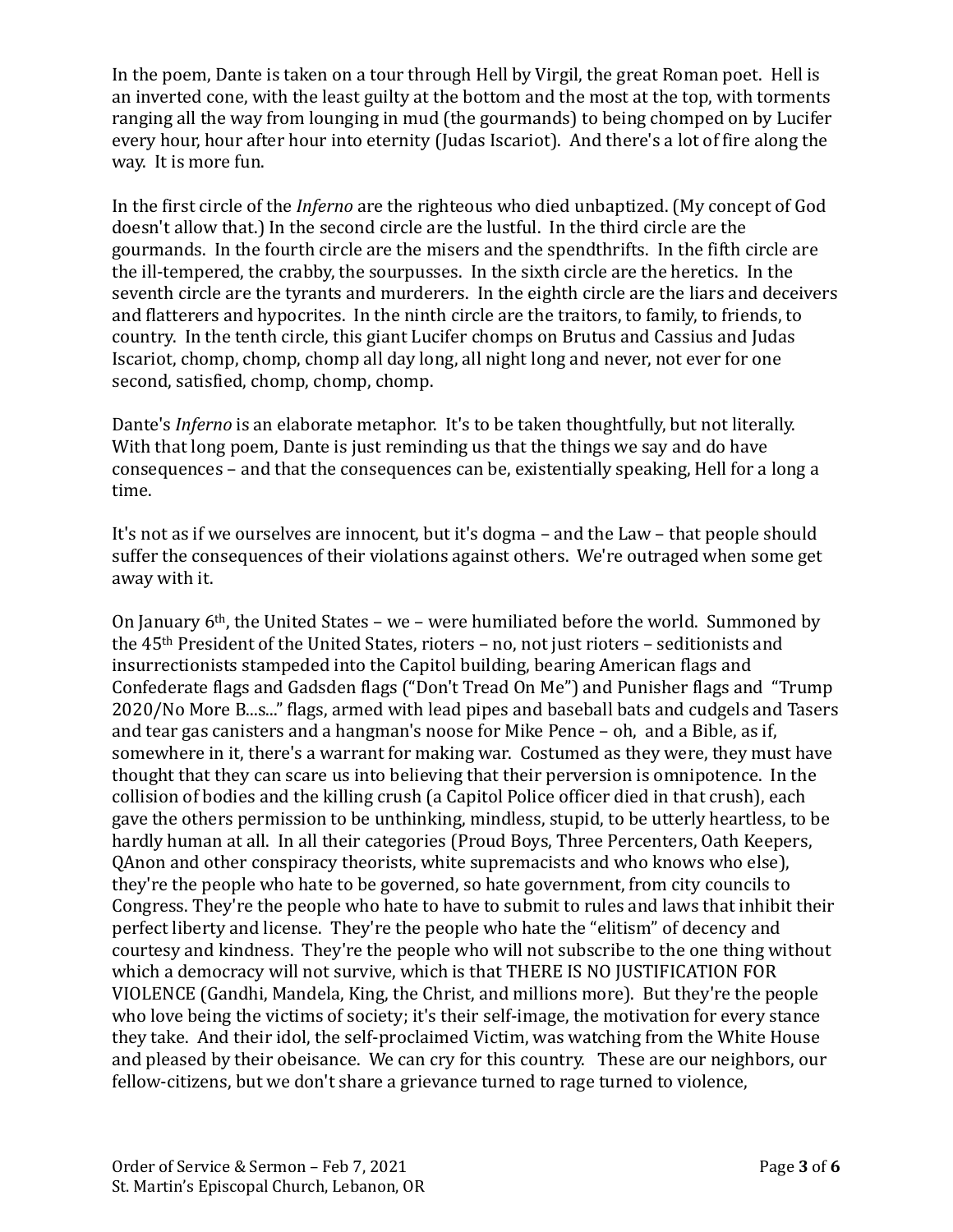In the poem, Dante is taken on a tour through Hell by Virgil, the great Roman poet. Hell is an inverted cone, with the least guilty at the bottom and the most at the top, with torments ranging all the way from lounging in mud (the gourmands) to being chomped on by Lucifer every hour, hour after hour into eternity (Judas Iscariot). And there's a lot of fire along the way. It is more fun.

In the first circle of the *Inferno* are the righteous who died unbaptized. (My concept of God doesn't allow that.) In the second circle are the lustful. In the third circle are the gourmands. In the fourth circle are the misers and the spendthrifts. In the fifth circle are the ill-tempered, the crabby, the sourpusses. In the sixth circle are the heretics. In the seventh circle are the tyrants and murderers. In the eighth circle are the liars and deceivers and flatterers and hypocrites. In the ninth circle are the traitors, to family, to friends, to country. In the tenth circle, this giant Lucifer chomps on Brutus and Cassius and Judas Iscariot, chomp, chomp, chomp all day long, all night long and never, not ever for one second, satisfied, chomp, chomp, chomp.

Dante's *Inferno* is an elaborate metaphor. It's to be taken thoughtfully, but not literally. With that long poem, Dante is just reminding us that the things we say and do have consequences – and that the consequences can be, existentially speaking, Hell for a long a time.

It's not as if we ourselves are innocent, but it's dogma – and the Law – that people should suffer the consequences of their violations against others. We're outraged when some get away with it.

On January 6th, the United States – we – were humiliated before the world. Summoned by the 45th President of the United States, rioters – no, not just rioters – seditionists and insurrectionists stampeded into the Capitol building, bearing American flags and Confederate flags and Gadsden flags ("Don't Tread On Me") and Punisher flags and "Trump 2020/No More B...s..." flags, armed with lead pipes and baseball bats and cudgels and Tasers and tear gas canisters and a hangman's noose for Mike Pence – oh, and a Bible, as if, somewhere in it, there's a warrant for making war. Costumed as they were, they must have thought that they can scare us into believing that their perversion is omnipotence. In the collision of bodies and the killing crush (a Capitol Police officer died in that crush), each gave the others permission to be unthinking, mindless, stupid, to be utterly heartless, to be hardly human at all. In all their categories (Proud Boys, Three Percenters, Oath Keepers, QAnon and other conspiracy theorists, white supremacists and who knows who else), they're the people who hate to be governed, so hate government, from city councils to Congress. They're the people who hate to have to submit to rules and laws that inhibit their perfect liberty and license. They're the people who hate the "elitism" of decency and courtesy and kindness. They're the people who will not subscribe to the one thing without which a democracy will not survive, which is that THERE IS NO JUSTIFICATION FOR VIOLENCE (Gandhi, Mandela, King, the Christ, and millions more). But they're the people who love being the victims of society; it's their self-image, the motivation for every stance they take. And their idol, the self-proclaimed Victim, was watching from the White House and pleased by their obeisance. We can cry for this country. These are our neighbors, our fellow-citizens, but we don't share a grievance turned to rage turned to violence,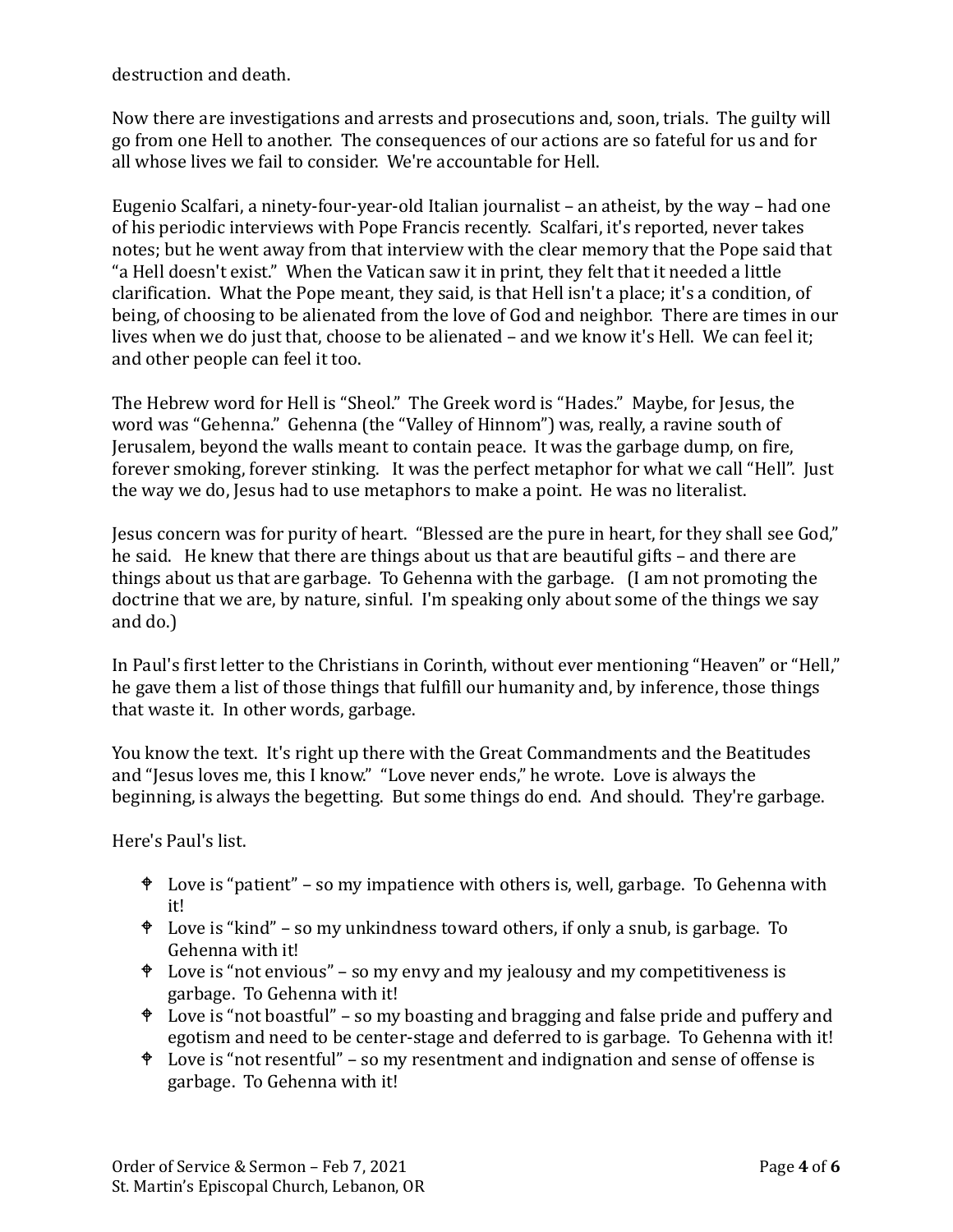destruction and death.

Now there are investigations and arrests and prosecutions and, soon, trials. The guilty will go from one Hell to another. The consequences of our actions are so fateful for us and for all whose lives we fail to consider. We're accountable for Hell.

Eugenio Scalfari, a ninety-four-year-old Italian journalist – an atheist, by the way – had one of his periodic interviews with Pope Francis recently. Scalfari, it's reported, never takes notes; but he went away from that interview with the clear memory that the Pope said that "a Hell doesn't exist." When the Vatican saw it in print, they felt that it needed a little clarification. What the Pope meant, they said, is that Hell isn't a place; it's a condition, of being, of choosing to be alienated from the love of God and neighbor. There are times in our lives when we do just that, choose to be alienated – and we know it's Hell. We can feel it; and other people can feel it too.

The Hebrew word for Hell is "Sheol." The Greek word is "Hades." Maybe, for Jesus, the word was "Gehenna." Gehenna (the "Valley of Hinnom") was, really, a ravine south of Jerusalem, beyond the walls meant to contain peace. It was the garbage dump, on fire, forever smoking, forever stinking. It was the perfect metaphor for what we call "Hell". Just the way we do, Jesus had to use metaphors to make a point. He was no literalist.

Jesus concern was for purity of heart. "Blessed are the pure in heart, for they shall see God," he said. He knew that there are things about us that are beautiful gifts – and there are things about us that are garbage. To Gehenna with the garbage. (I am not promoting the doctrine that we are, by nature, sinful. I'm speaking only about some of the things we say and do.)

In Paul's first letter to the Christians in Corinth, without ever mentioning "Heaven" or "Hell," he gave them a list of those things that fulfill our humanity and, by inference, those things that waste it. In other words, garbage.

You know the text. It's right up there with the Great Commandments and the Beatitudes and "Jesus loves me, this I know." "Love never ends," he wrote. Love is always the beginning, is always the begetting. But some things do end. And should. They're garbage.

Here's Paul's list.

- Love is "patient" – so my impatience with others is, well, garbage. To Gehenna with it!
- Love is "kind" – so my unkindness toward others, if only a snub, is garbage. To Gehenna with it!
- Love is "not envious" – so my envy and my jealousy and my competitiveness is garbage. To Gehenna with it!
- Love is "not boastful" – so my boasting and bragging and false pride and puffery and egotism and need to be center-stage and deferred to is garbage. To Gehenna with it!
- Love is "not resentful" – so my resentment and indignation and sense of offense is garbage. To Gehenna with it!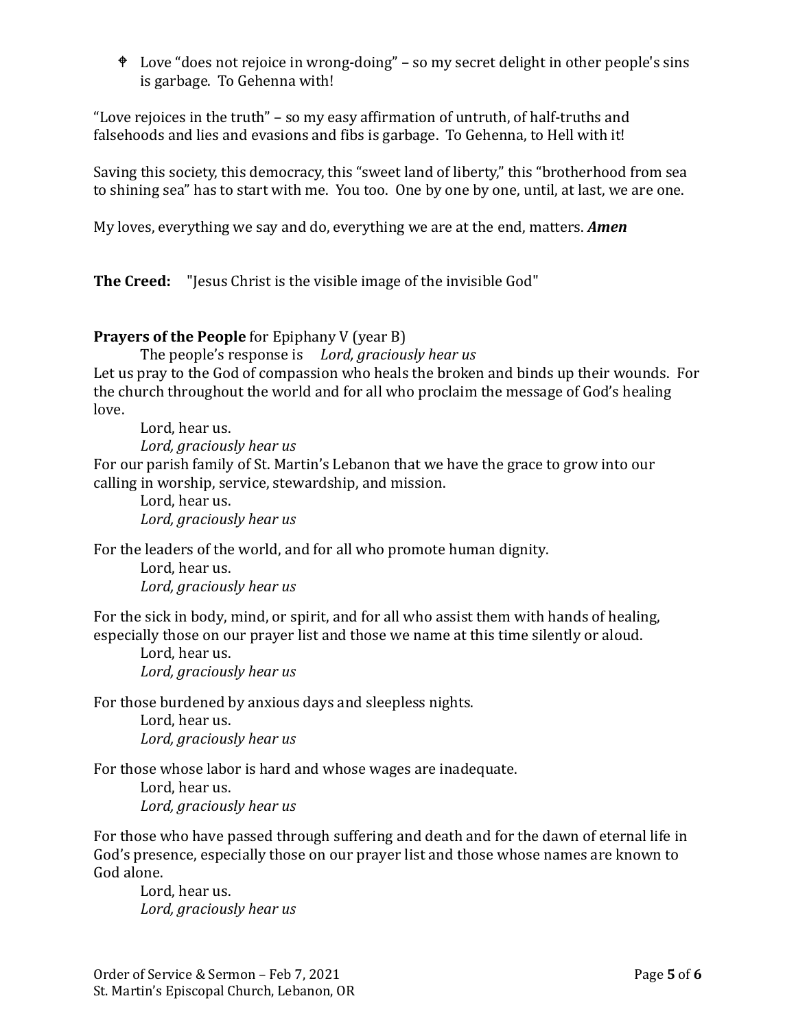- Love “does not rejoice in wrong-doing” – so my secret delight in other people's sins is garbage. To Gehenna with!

“Love rejoices in the truth” – so my easy affirmation of untruth, of half-truths and falsehoods and lies and evasions and fibs is garbage. To Gehenna, to Hell with it!

Saving this society, this democracy, this “sweet land of liberty,” this “brotherhood from sea to shining sea” has to start with me. You too. One by one by one, until, at last, we are one.

My loves, everything we say and do, everything we are at the end, matters. ***Amen***

**The Creed:** "Jesus Christ is the visible image of the invisible God"

**Prayers of the People** for Epiphany V (year B)

The people’s response is *Lord, graciously hear us*

Let us pray to the God of compassion who heals the broken and binds up their wounds. For the church throughout the world and for all who proclaim the message of God’s healing love.

Lord, hear us.
*Lord, graciously hear us*

For our parish family of St. Martin’s Lebanon that we have the grace to grow into our calling in worship, service, stewardship, and mission.

Lord, hear us.
*Lord, graciously hear us*

For the leaders of the world, and for all who promote human dignity.

Lord, hear us.
*Lord, graciously hear us*

For the sick in body, mind, or spirit, and for all who assist them with hands of healing, especially those on our prayer list and those we name at this time silently or aloud.

Lord, hear us.
*Lord, graciously hear us*

For those burdened by anxious days and sleepless nights.

Lord, hear us.
*Lord, graciously hear us*

For those whose labor is hard and whose wages are inadequate.

Lord, hear us.
*Lord, graciously hear us*

For those who have passed through suffering and death and for the dawn of eternal life in God’s presence, especially those on our prayer list and those whose names are known to God alone.

Lord, hear us.
*Lord, graciously hear us*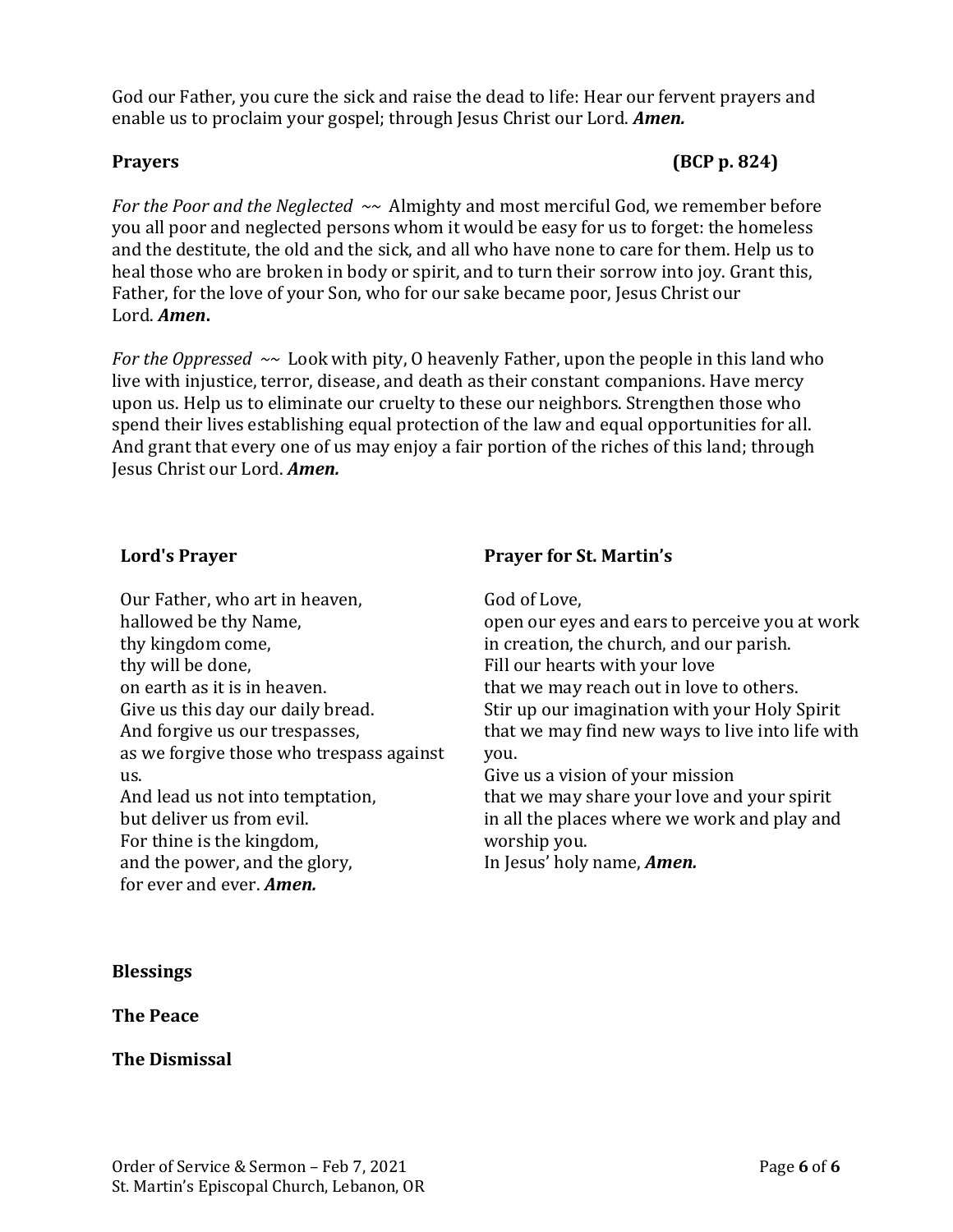God our Father, you cure the sick and raise the dead to life: Hear our fervent prayers and enable us to proclaim your gospel; through Jesus Christ our Lord. ***Amen.***

**Prayers** **(BCP p. 824)**

*For the Poor and the Neglected* ~~ Almighty and most merciful God, we remember before you all poor and neglected persons whom it would be easy for us to forget: the homeless and the destitute, the old and the sick, and all who have none to care for them. Help us to heal those who are broken in body or spirit, and to turn their sorrow into joy. Grant this, Father, for the love of your Son, who for our sake became poor, Jesus Christ our Lord. ***Amen*.**

*For the Oppressed* ~~ Look with pity, O heavenly Father, upon the people in this land who live with injustice, terror, disease, and death as their constant companions. Have mercy upon us. Help us to eliminate our cruelty to these our neighbors. Strengthen those who spend their lives establishing equal protection of the law and equal opportunities for all. And grant that every one of us may enjoy a fair portion of the riches of this land; through Jesus Christ our Lord. ***Amen.***

**Lord's Prayer**

Our Father, who art in heaven,
hallowed be thy Name,
thy kingdom come,
thy will be done,
on earth as it is in heaven.
Give us this day our daily bread.
And forgive us our trespasses,
as we forgive those who trespass against us.
And lead us not into temptation,
but deliver us from evil.
For thine is the kingdom,
and the power, and the glory,
for ever and ever. ***Amen.***

**Prayer for St. Martin's**

God of Love,
open our eyes and ears to perceive you at work in creation, the church, and our parish.
Fill our hearts with your love
that we may reach out in love to others.
Stir up our imagination with your Holy Spirit
that we may find new ways to live into life with you.
Give us a vision of your mission
that we may share your love and your spirit
in all the places where we work and play and worship you.
In Jesus' holy name, ***Amen.***

**Blessings**

**The Peace**

**The Dismissal**